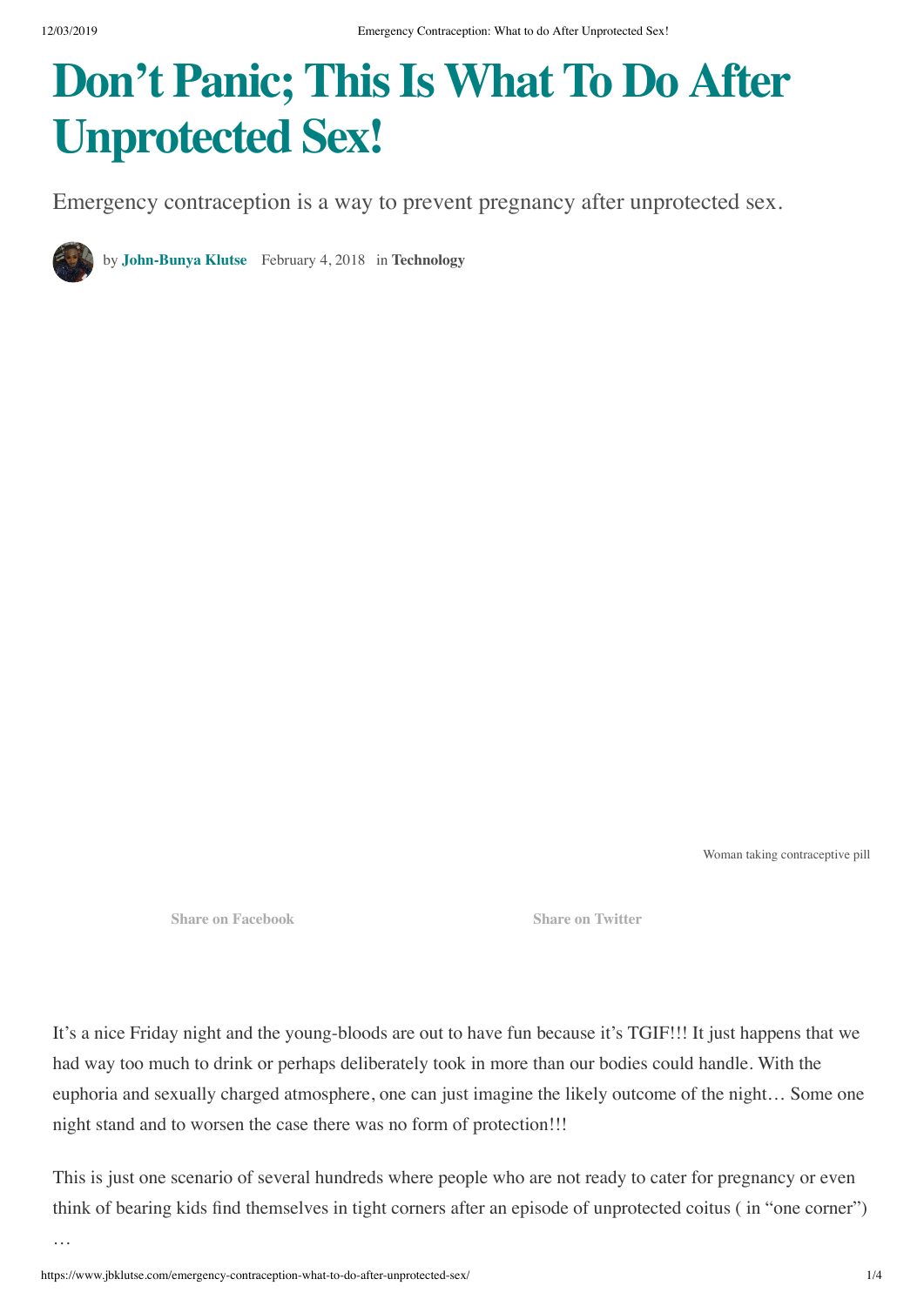# Don't Panic; This Is What To Do After Unprotected Sex!

Emergency contraception is a way to prevent pregnancy after unprotected sex.

by **John-Bunya Klutse** February 4, 2018 in **Technology**

Woman taking contraceptive pill

Share on Facebook Share on Twitter

It's a nice Friday night and the young-bloods are out to have fun because it's TGIF!!! It just happens that we had way too much to drink or perhaps deliberately took in more than our bodies could handle. With the euphoria and sexually charged atmosphere, one can just imagine the likely outcome of the night… Some one night stand and to worsen the case there was no form of protection!!!

This is just one scenario of several hundreds where people who are not ready to cater for pregnancy or even think of bearing kids find themselves in tight corners after an episode of unprotected coitus ( in "one corner") …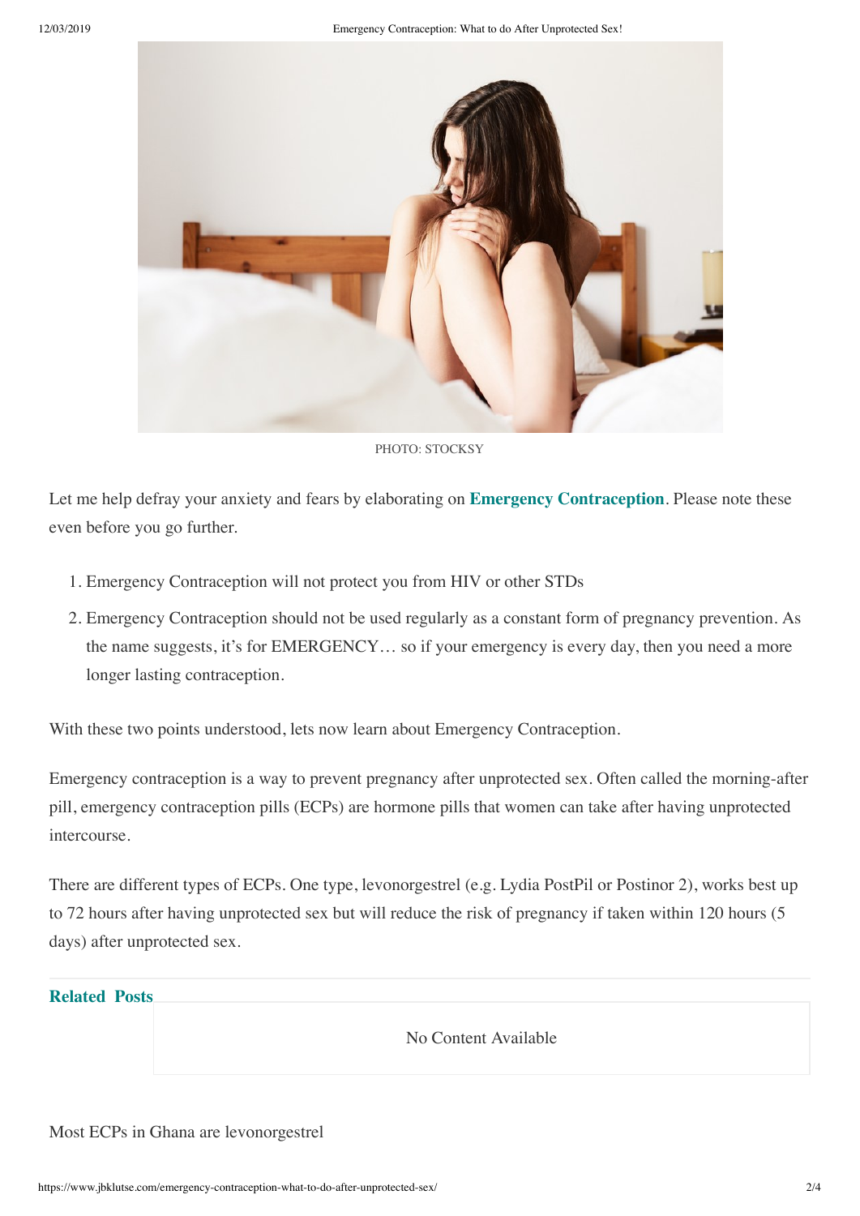PHOTO: STOCKSY

Let me help defray your anxiety and fears by elaborating on **Emergency Contraception**. Please note these even before you go further.

1. Emergency Contraception will not protect you from HIV or other STDs
2. Emergency Contraception should not be used regularly as a constant form of pregnancy prevention. As the name suggests, it's for EMERGENCY… so if your emergency is every day, then you need a more longer lasting contraception.

With these two points understood, lets now learn about Emergency Contraception.

Emergency contraception is a way to prevent pregnancy after unprotected sex. Often called the morning-after pill, emergency contraception pills (ECPs) are hormone pills that women can take after having unprotected intercourse.

There are different types of ECPs. One type, levonorgestrel (e.g. Lydia PostPil or Postinor 2), works best up to 72 hours after having unprotected sex but will reduce the risk of pregnancy if taken within 120 hours (5 days) after unprotected sex.

**Related Posts**

No Content Available

Most ECPs in Ghana are levonorgestrel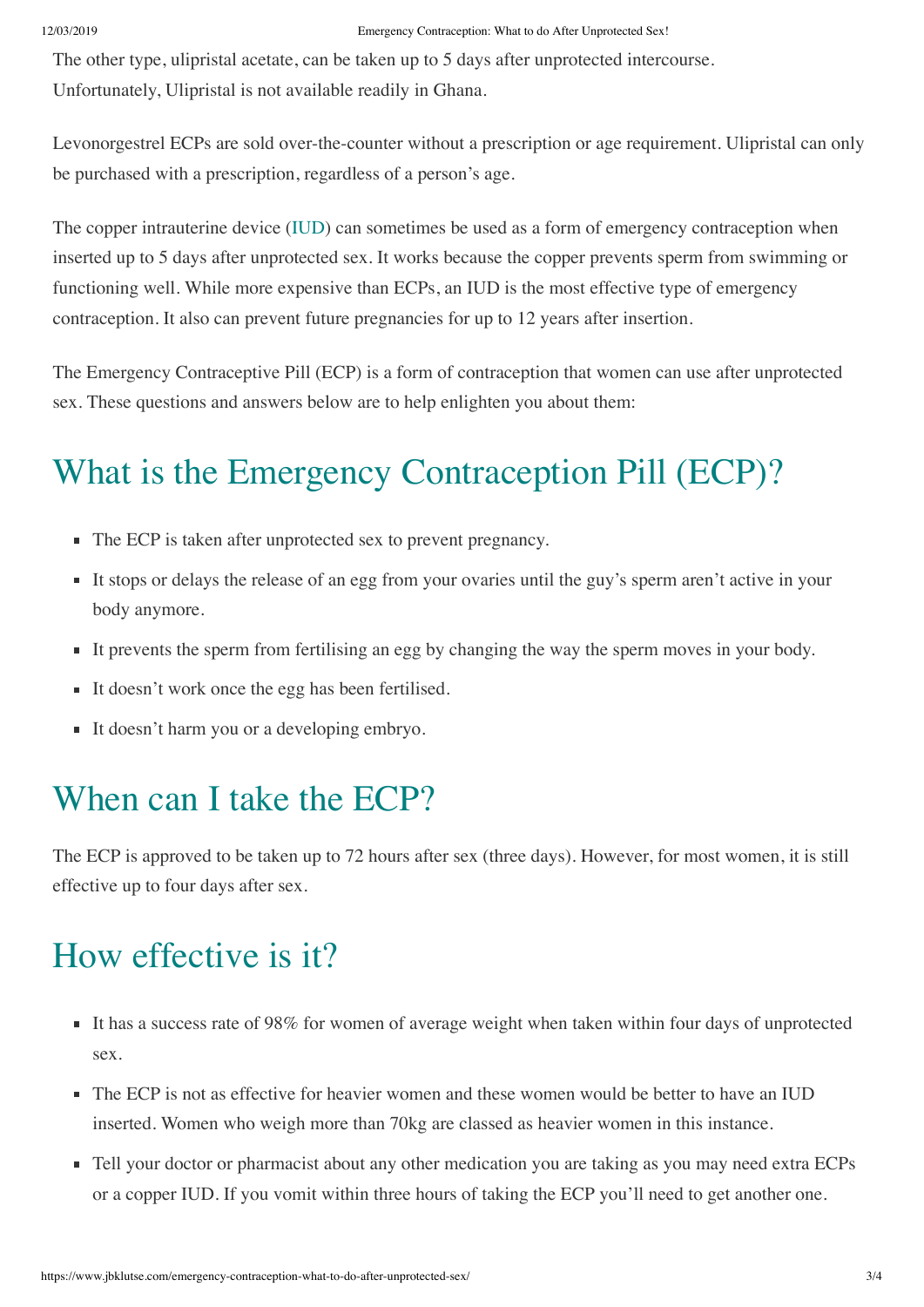The other type, ulipristal acetate, can be taken up to 5 days after unprotected intercourse. Unfortunately, Ulipristal is not available readily in Ghana.

Levonorgestrel ECPs are sold over-the-counter without a prescription or age requirement. Ulipristal can only be purchased with a prescription, regardless of a person's age.

The copper intrauterine device (IUD) can sometimes be used as a form of emergency contraception when inserted up to 5 days after unprotected sex. It works because the copper prevents sperm from swimming or functioning well. While more expensive than ECPs, an IUD is the most effective type of emergency contraception. It also can prevent future pregnancies for up to 12 years after insertion.

The Emergency Contraceptive Pill (ECP) is a form of contraception that women can use after unprotected sex. These questions and answers below are to help enlighten you about them:

## What is the Emergency Contraception Pill (ECP)?

- The ECP is taken after unprotected sex to prevent pregnancy.
- It stops or delays the release of an egg from your ovaries until the guy's sperm aren't active in your body anymore.
- It prevents the sperm from fertilising an egg by changing the way the sperm moves in your body.
- It doesn't work once the egg has been fertilised.
- It doesn't harm you or a developing embryo.

## When can I take the ECP?

The ECP is approved to be taken up to 72 hours after sex (three days). However, for most women, it is still effective up to four days after sex.

## How effective is it?

- It has a success rate of 98% for women of average weight when taken within four days of unprotected sex.
- The ECP is not as effective for heavier women and these women would be better to have an IUD inserted. Women who weigh more than 70kg are classed as heavier women in this instance.
- Tell your doctor or pharmacist about any other medication you are taking as you may need extra ECPs or a copper IUD. If you vomit within three hours of taking the ECP you'll need to get another one.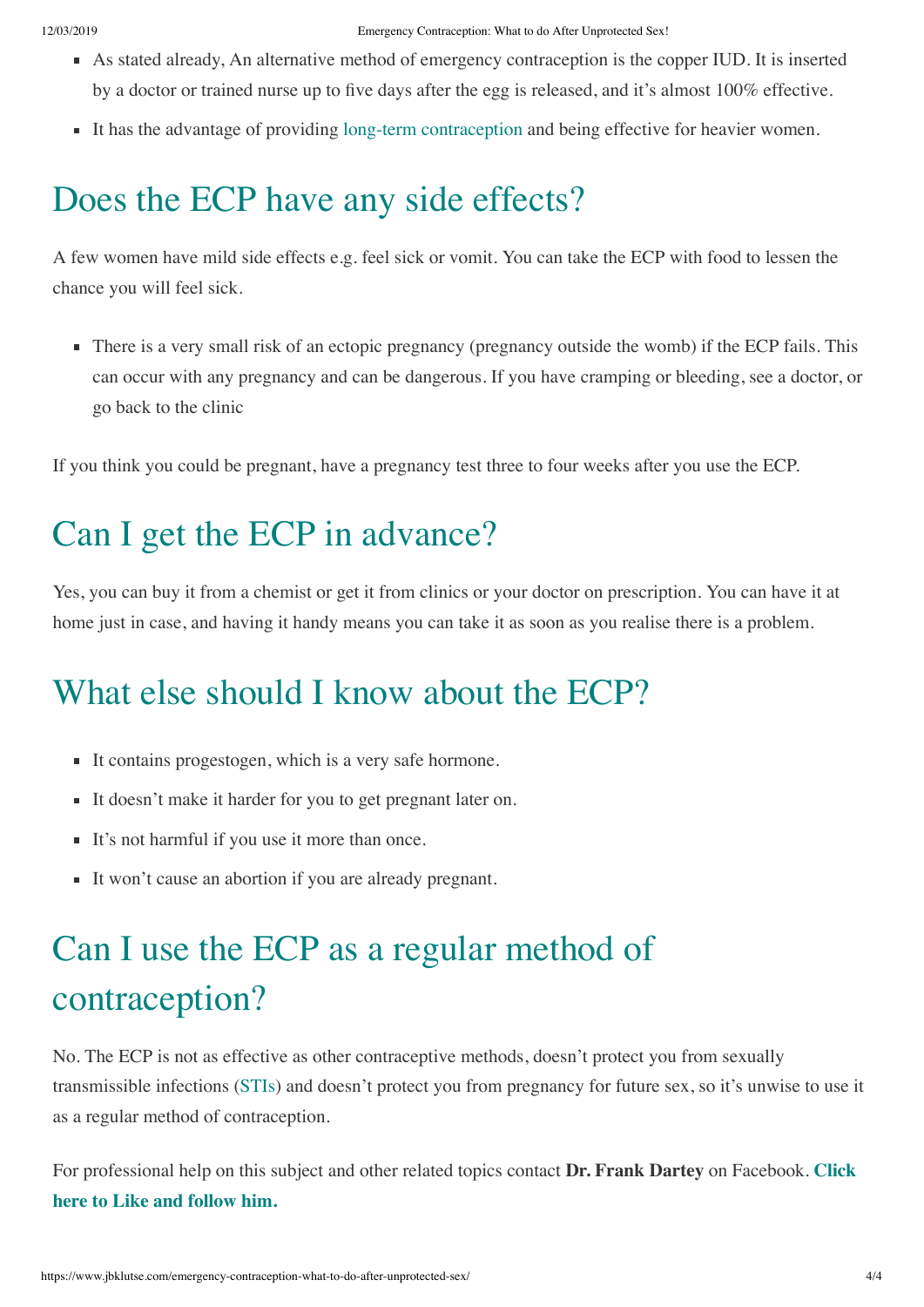- As stated already, An alternative method of emergency contraception is the copper IUD. It is inserted by a doctor or trained nurse up to five days after the egg is released, and it's almost 100% effective.
- It has the advantage of providing long-term contraception and being effective for heavier women.

## Does the ECP have any side effects?

A few women have mild side effects e.g. feel sick or vomit. You can take the ECP with food to lessen the chance you will feel sick.

- There is a very small risk of an ectopic pregnancy (pregnancy outside the womb) if the ECP fails. This can occur with any pregnancy and can be dangerous. If you have cramping or bleeding, see a doctor, or go back to the clinic

If you think you could be pregnant, have a pregnancy test three to four weeks after you use the ECP.

## Can I get the ECP in advance?

Yes, you can buy it from a chemist or get it from clinics or your doctor on prescription. You can have it at home just in case, and having it handy means you can take it as soon as you realise there is a problem.

## What else should I know about the ECP?

- It contains progestogen, which is a very safe hormone.
- It doesn't make it harder for you to get pregnant later on.
- It's not harmful if you use it more than once.
- It won't cause an abortion if you are already pregnant.

## Can I use the ECP as a regular method of contraception?

No. The ECP is not as effective as other contraceptive methods, doesn't protect you from sexually transmissible infections (STIs) and doesn't protect you from pregnancy for future sex, so it's unwise to use it as a regular method of contraception.

For professional help on this subject and other related topics contact **Dr. Frank Dartey** on Facebook. **Click here to Like and follow him.**